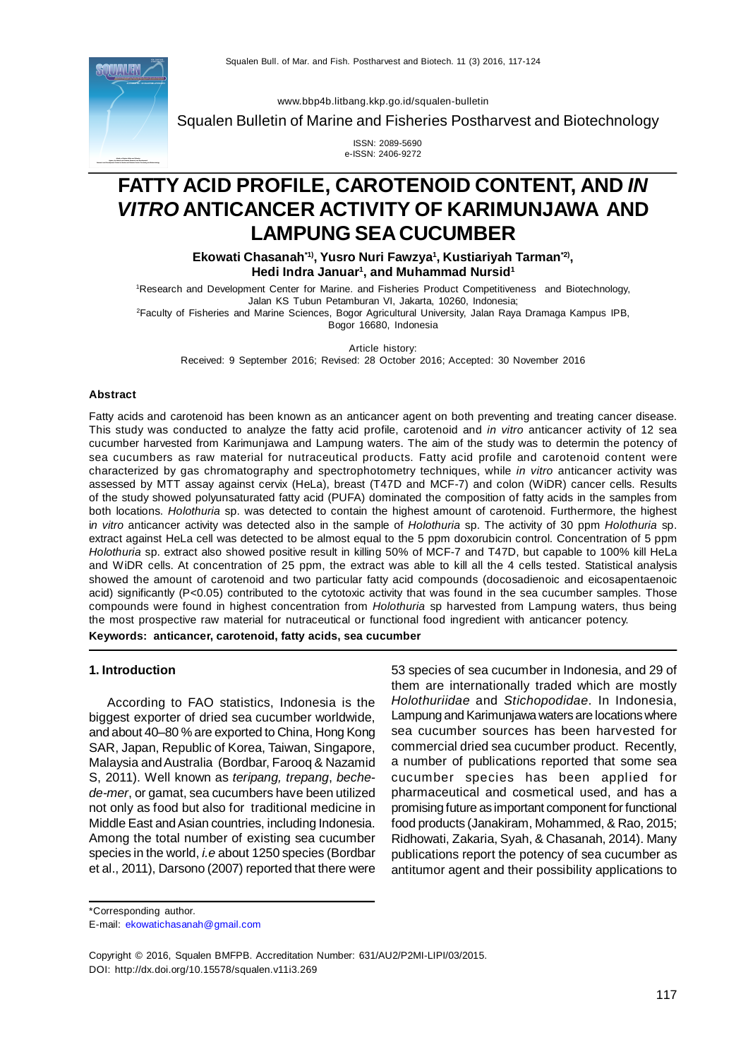www.bbp4b.litbang.kkp.go.id/squalen-bulletin

Squalen Bulletin of Marine and Fisheries Postharvest and Biotechnology

ISSN: 2089-5690
e-ISSN: 2406-9272

# FATTY ACID PROFILE, CAROTENOID CONTENT, AND *IN VITRO* ANTICANCER ACTIVITY OF KARIMUNJAWA AND LAMPUNG SEA CUCUMBER

**Ekowati Chasanah\*[1)], Yusro Nuri Fawzya[1], Kustiariyah Tarman\*[2)], Hedi Indra Januar[1], and Muhammad Nursid[1]**

[1]Research and Development Center for Marine. and Fisheries Product Competitiveness and Biotechnology, Jalan KS Tubun Petamburan VI, Jakarta, 10260, Indonesia;
[2]Faculty of Fisheries and Marine Sciences, Bogor Agricultural University, Jalan Raya Dramaga Kampus IPB, Bogor 16680, Indonesia

Article history:
Received: 9 September 2016; Revised: 28 October 2016; Accepted: 30 November 2016

### Abstract

Fatty acids and carotenoid has been known as an anticancer agent on both preventing and treating cancer disease. This study was conducted to analyze the fatty acid profile, carotenoid and *in vitro* anticancer activity of 12 sea cucumber harvested from Karimunjawa and Lampung waters. The aim of the study was to determin the potency of sea cucumbers as raw material for nutraceutical products. Fatty acid profile and carotenoid content were characterized by gas chromatography and spectrophotometry techniques, while *in vitro* anticancer activity was assessed by MTT assay against cervix (HeLa), breast (T47D and MCF-7) and colon (WiDR) cancer cells. Results of the study showed polyunsaturated fatty acid (PUFA) dominated the composition of fatty acids in the samples from both locations. *Holothuria* sp. was detected to contain the highest amount of carotenoid. Furthermore, the highest i*n vitro* anticancer activity was detected also in the sample of *Holothuria* sp. The activity of 30 ppm *Holothuria* sp. extract against HeLa cell was detected to be almost equal to the 5 ppm doxorubicin control. Concentration of 5 ppm *Holothuria* sp. extract also showed positive result in killing 50% of MCF-7 and T47D, but capable to 100% kill HeLa and WiDR cells. At concentration of 25 ppm, the extract was able to kill all the 4 cells tested. Statistical analysis showed the amount of carotenoid and two particular fatty acid compounds (docosadienoic and eicosapentaenoic acid) significantly (P<0.05) contributed to the cytotoxic activity that was found in the sea cucumber samples. Those compounds were found in highest concentration from *Holothuria* sp harvested from Lampung waters, thus being the most prospective raw material for nutraceutical or functional food ingredient with anticancer potency.

**Keywords: anticancer, carotenoid, fatty acids, sea cucumber**

## 1. Introduction

According to FAO statistics, Indonesia is the biggest exporter of dried sea cucumber worldwide, and about 40–80 % are exported to China, Hong Kong SAR, Japan, Republic of Korea, Taiwan, Singapore, Malaysia and Australia (Bordbar, Farooq & Nazamid S, 2011). Well known as *teripang, trepang*, *beche-de-mer*, or gamat, sea cucumbers have been utilized not only as food but also for traditional medicine in Middle East and Asian countries, including Indonesia. Among the total number of existing sea cucumber species in the world, *i.e* about 1250 species (Bordbar et al., 2011), Darsono (2007) reported that there were 53 species of sea cucumber in Indonesia, and 29 of them are internationally traded which are mostly *Holothuriidae* and *Stichopodidae*. In Indonesia, Lampung and Karimunjawa waters are locations where sea cucumber sources has been harvested for commercial dried sea cucumber product. Recently, a number of publications reported that some sea cucumber species has been applied for pharmaceutical and cosmetical used, and has a promising future as important component for functional food products (Janakiram, Mohammed, & Rao, 2015; Ridhowati, Zakaria, Syah, & Chasanah, 2014). Many publications report the potency of sea cucumber as antitumor agent and their possibility applications to

\*Corresponding author.
E-mail: ekowatichasanah@gmail.com

Copyright © 2016, Squalen BMFPB. Accreditation Number: 631/AU2/P2MI-LIPI/03/2015.
DOI: http://dx.doi.org/10.15578/squalen.v11i3.269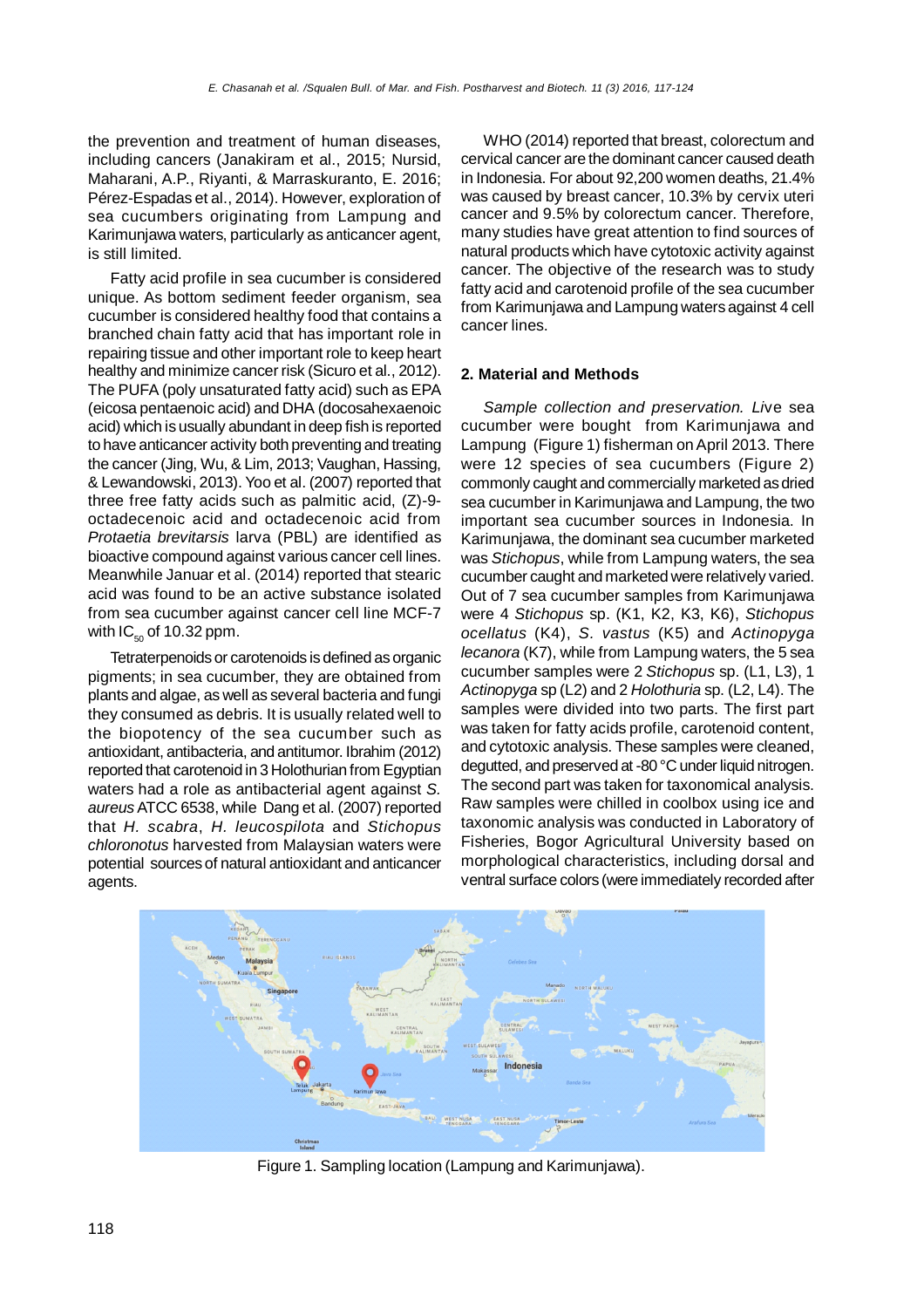the prevention and treatment of human diseases, including cancers (Janakiram et al., 2015; Nursid, Maharani, A.P., Riyanti, & Marraskuranto, E. 2016; Pérez-Espadas et al., 2014). However, exploration of sea cucumbers originating from Lampung and Karimunjawa waters, particularly as anticancer agent, is still limited.

Fatty acid profile in sea cucumber is considered unique. As bottom sediment feeder organism, sea cucumber is considered healthy food that contains a branched chain fatty acid that has important role in repairing tissue and other important role to keep heart healthy and minimize cancer risk (Sicuro et al., 2012). The PUFA (poly unsaturated fatty acid) such as EPA (eicosa pentaenoic acid) and DHA (docosahexaenoic acid) which is usually abundant in deep fish is reported to have anticancer activity both preventing and treating the cancer (Jing, Wu, & Lim, 2013; Vaughan, Hassing, & Lewandowski, 2013). Yoo et al. (2007) reported that three free fatty acids such as palmitic acid, (Z)-9-octadecenoic acid and octadecenoic acid from *Protaetia brevitarsis* larva (PBL) are identified as bioactive compound against various cancer cell lines. Meanwhile Januar et al. (2014) reported that stearic acid was found to be an active substance isolated from sea cucumber against cancer cell line MCF-7 with $IC_{50}$ of 10.32 ppm.

Tetraterpenoids or carotenoids is defined as organic pigments; in sea cucumber, they are obtained from plants and algae, as well as several bacteria and fungi they consumed as debris. It is usually related well to the biopotency of the sea cucumber such as antioxidant, antibacteria, and antitumor. Ibrahim (2012) reported that carotenoid in 3 Holothurian from Egyptian waters had a role as antibacterial agent against *S. aureus* ATCC 6538, while Dang et al. (2007) reported that *H. scabra*, *H. leucospilota* and *Stichopus chloronotus* harvested from Malaysian waters were potential sources of natural antioxidant and anticancer agents.

WHO (2014) reported that breast, colorectum and cervical cancer are the dominant cancer caused death in Indonesia. For about 92,200 women deaths, 21.4% was caused by breast cancer, 10.3% by cervix uteri cancer and 9.5% by colorectum cancer. Therefore, many studies have great attention to find sources of natural products which have cytotoxic activity against cancer. The objective of the research was to study fatty acid and carotenoid profile of the sea cucumber from Karimunjawa and Lampung waters against 4 cell cancer lines.

## 2. Material and Methods

*Sample collection and preservation.* Live sea cucumber were bought from Karimunjawa and Lampung (Figure 1) fisherman on April 2013. There were 12 species of sea cucumbers (Figure 2) commonly caught and commercially marketed as dried sea cucumber in Karimunjawa and Lampung, the two important sea cucumber sources in Indonesia. In Karimunjawa, the dominant sea cucumber marketed was *Stichopus*, while from Lampung waters, the sea cucumber caught and marketed were relatively varied. Out of 7 sea cucumber samples from Karimunjawa were 4 *Stichopus* sp. (K1, K2, K3, K6), *Stichopus ocellatus* (K4), *S. vastus* (K5) and *Actinopyga lecanora* (K7), while from Lampung waters, the 5 sea cucumber samples were 2 *Stichopus* sp. (L1, L3), 1 *Actinopyga* sp (L2) and 2 *Holothuria* sp. (L2, L4). The samples were divided into two parts. The first part was taken for fatty acids profile, carotenoid content, and cytotoxic analysis. These samples were cleaned, degutted, and preserved at -80 °C under liquid nitrogen. The second part was taken for taxonomical analysis. Raw samples were chilled in coolbox using ice and taxonomic analysis was conducted in Laboratory of Fisheries, Bogor Agricultural University based on morphological characteristics, including dorsal and ventral surface colors (were immediately recorded after

Figure 1. Sampling location (Lampung and Karimunjawa).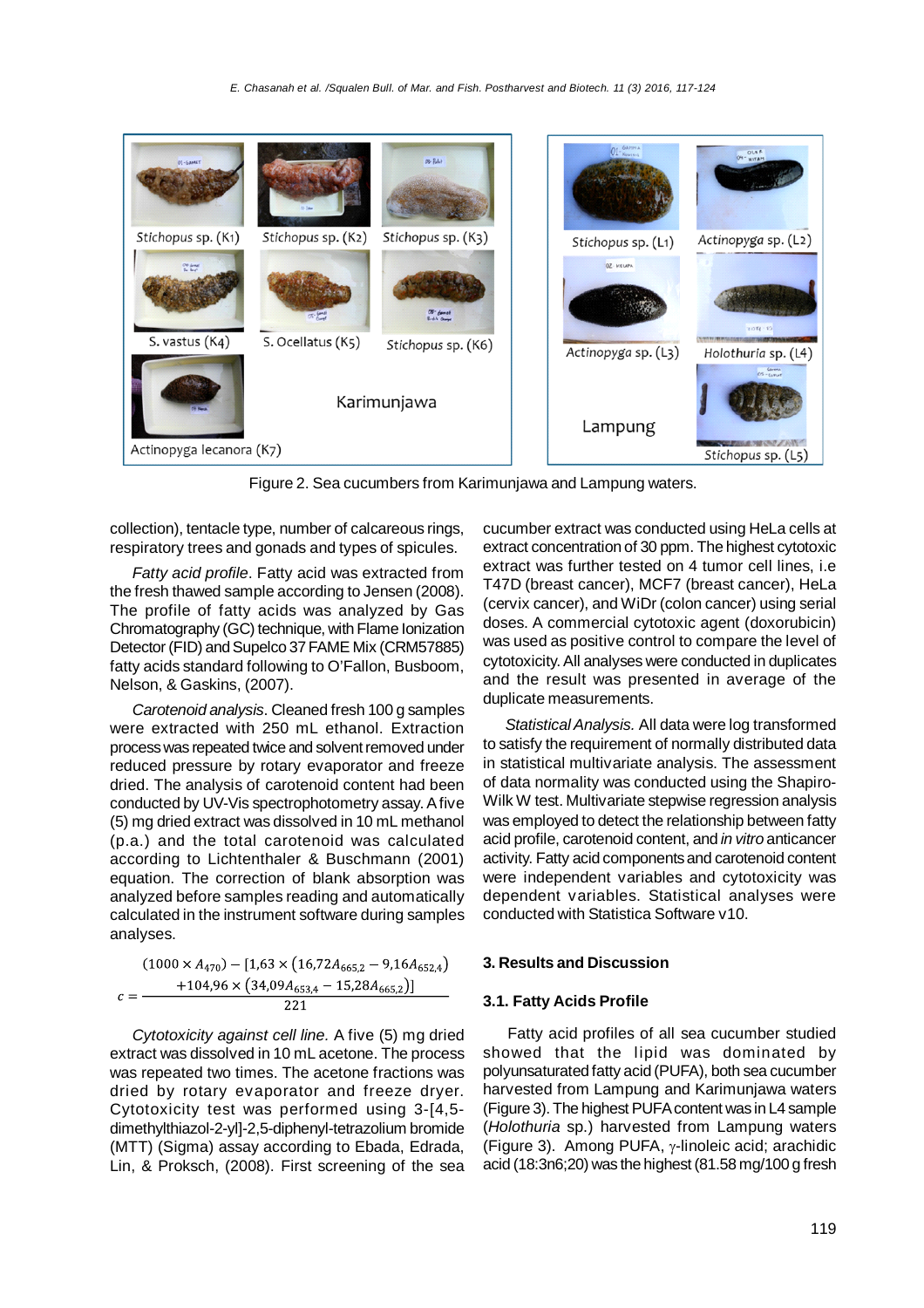Stichopus sp. (K1) Stichopus sp. (K2) Stichopus sp. (K3)

S. vastus (K4) S. Ocellatus (K5) Stichopus sp. (K6)

Actinopyga lecanora (K7)

Karimunjawa

Stichopus sp. (L1) Actinopyga sp. (L2)

Actinopyga sp. (L3) Holothuria sp. (L4)

Lampung

Stichopus sp. (L5)

Figure 2. Sea cucumbers from Karimunjawa and Lampung waters.

collection), tentacle type, number of calcareous rings, respiratory trees and gonads and types of spicules.

*Fatty acid profile*. Fatty acid was extracted from the fresh thawed sample according to Jensen (2008). The profile of fatty acids was analyzed by Gas Chromatography (GC) technique, with Flame Ionization Detector (FID) and Supelco 37 FAME Mix (CRM57885) fatty acids standard following to O'Fallon, Busboom, Nelson, & Gaskins, (2007).

*Carotenoid analysis*. Cleaned fresh 100 g samples were extracted with 250 mL ethanol. Extraction process was repeated twice and solvent removed under reduced pressure by rotary evaporator and freeze dried. The analysis of carotenoid content has been conducted by UV-Vis spectrophotometry assay. A five (5) mg dried extract was dissolved in 10 mL methanol (p.a.) and the total carotenoid was calculated according to Lichtenthaler & Buschmann (2001) equation. The correction of blank absorption was analyzed before samples reading and automatically calculated in the instrument software during samples analyses.

$$c = \frac{(1000 \times A_{470}) - [1{,}63 \times (16{,}72A_{665{,}2} - 9{,}16A_{652{,}4}) + 104{,}96 \times (34{,}09A_{653{,}4} - 15{,}28A_{665{,}2})]}{221}$$

*Cytotoxicity against cell line.* A five (5) mg dried extract was dissolved in 10 mL acetone. The process was repeated two times. The acetone fractions was dried by rotary evaporator and freeze dryer. Cytotoxicity test was performed using 3-[4,5-dimethylthiazol-2-yl]-2,5-diphenyl-tetrazolium bromide (MTT) (Sigma) assay according to Ebada, Edrada, Lin, & Proksch, (2008). First screening of the sea cucumber extract was conducted using HeLa cells at extract concentration of 30 ppm. The highest cytotoxic extract was further tested on 4 tumor cell lines, i.e T47D (breast cancer), MCF7 (breast cancer), HeLa (cervix cancer), and WiDr (colon cancer) using serial doses. A commercial cytotoxic agent (doxorubicin) was used as positive control to compare the level of cytotoxicity. All analyses were conducted in duplicates and the result was presented in average of the duplicate measurements.

*Statistical Analysis.* All data were log transformed to satisfy the requirement of normally distributed data in statistical multivariate analysis. The assessment of data normality was conducted using the Shapiro-Wilk W test. Multivariate stepwise regression analysis was employed to detect the relationship between fatty acid profile, carotenoid content, and *in vitro* anticancer activity. Fatty acid components and carotenoid content were independent variables and cytotoxicity was dependent variables. Statistical analyses were conducted with Statistica Software v10.

## 3. Results and Discussion

### 3.1. Fatty Acids Profile

Fatty acid profiles of all sea cucumber studied showed that the lipid was dominated by polyunsaturated fatty acid (PUFA), both sea cucumber harvested from Lampung and Karimunjawa waters (Figure 3). The highest PUFA content was in L4 sample (*Holothuria* sp.) harvested from Lampung waters (Figure 3). Among PUFA, γ-linoleic acid; arachidic acid (18:3n6;20) was the highest (81.58 mg/100 g fresh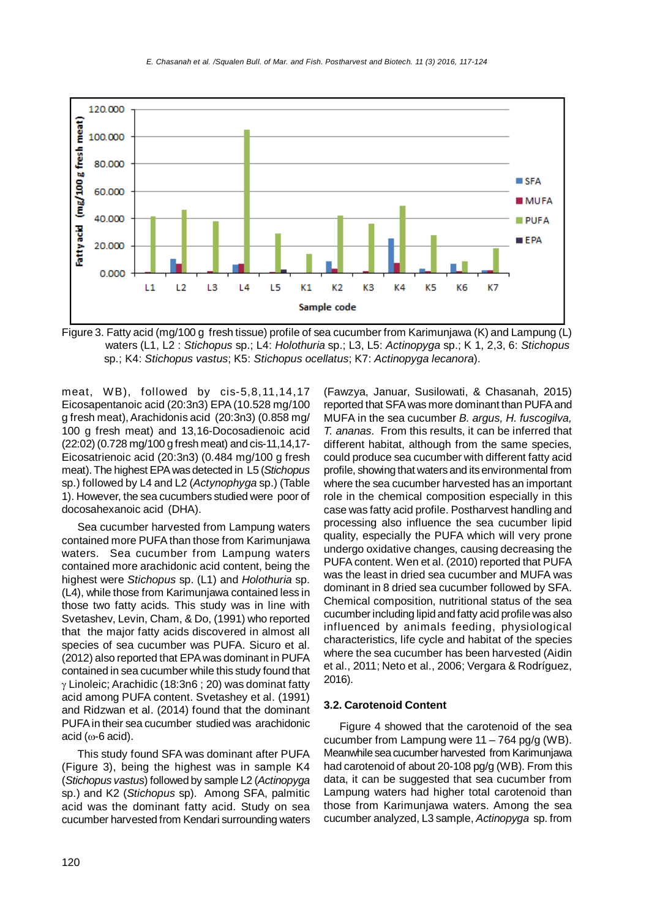Figure 3. Fatty acid (mg/100 g fresh tissue) profile of sea cucumber from Karimunjawa (K) and Lampung (L) waters (L1, L2 : *Stichopus* sp.; L4: *Holothuria* sp.; L3, L5: *Actinopyga* sp.; K 1, 2,3, 6: *Stichopus* sp.; K4: *Stichopus vastus*; K5: *Stichopus ocellatus*; K7: *Actinopyga lecanora*).

meat, WB), followed by cis-5,8,11,14,17 Eicosapentanoic acid (20:3n3) EPA (10.528 mg/100 g fresh meat), Arachidonis acid (20:3n3) (0.858 mg/ 100 g fresh meat) and 13,16-Docosadienoic acid (22:02) (0.728 mg/100 g fresh meat) and cis-11,14,17-Eicosatrienoic acid (20:3n3) (0.484 mg/100 g fresh meat). The highest EPA was detected in L5 (*Stichopus* sp.) followed by L4 and L2 (*Actynophyga* sp.) (Table 1). However, the sea cucumbers studied were poor of docosahexanoic acid (DHA).

Sea cucumber harvested from Lampung waters contained more PUFA than those from Karimunjawa waters. Sea cucumber from Lampung waters contained more arachidonic acid content, being the highest were *Stichopus* sp. (L1) and *Holothuria* sp. (L4), while those from Karimunjawa contained less in those two fatty acids. This study was in line with Svetashev, Levin, Cham, & Do, (1991) who reported that the major fatty acids discovered in almost all species of sea cucumber was PUFA. Sicuro et al. (2012) also reported that EPA was dominant in PUFA contained in sea cucumber while this study found that $\gamma$ Linoleic; Arachidic (18:3n6 ; 20) was dominat fatty acid among PUFA content. Svetashey et al. (1991) and Ridzwan et al. (2014) found that the dominant PUFA in their sea cucumber studied was arachidonic acid ($\omega$-6 acid).

This study found SFA was dominant after PUFA (Figure 3), being the highest was in sample K4 (*Stichopus vastus*) followed by sample L2 (*Actinopyga* sp.) and K2 (*Stichopus* sp). Among SFA, palmitic acid was the dominant fatty acid. Study on sea cucumber harvested from Kendari surrounding waters (Fawzya, Januar, Susilowati, & Chasanah, 2015) reported that SFA was more dominant than PUFA and MUFA in the sea cucumber *B. argus, H. fuscogilva, T. ananas*. From this results, it can be inferred that different habitat, although from the same species, could produce sea cucumber with different fatty acid profile, showing that waters and its environmental from where the sea cucumber harvested has an important role in the chemical composition especially in this case was fatty acid profile. Postharvest handling and processing also influence the sea cucumber lipid quality, especially the PUFA which will very prone undergo oxidative changes, causing decreasing the PUFA content. Wen et al. (2010) reported that PUFA was the least in dried sea cucumber and MUFA was dominant in 8 dried sea cucumber followed by SFA. Chemical composition, nutritional status of the sea cucumber including lipid and fatty acid profile was also influenced by animals feeding, physiological characteristics, life cycle and habitat of the species where the sea cucumber has been harvested (Aidin et al., 2011; Neto et al., 2006; Vergara & Rodríguez, 2016).

### 3.2. Carotenoid Content

Figure 4 showed that the carotenoid of the sea cucumber from Lampung were 11 – 764 pg/g (WB). Meanwhile sea cucumber harvested from Karimunjawa had carotenoid of about 20-108 pg/g (WB). From this data, it can be suggested that sea cucumber from Lampung waters had higher total carotenoid than those from Karimunjawa waters. Among the sea cucumber analyzed, L3 sample, *Actinopyga* sp. from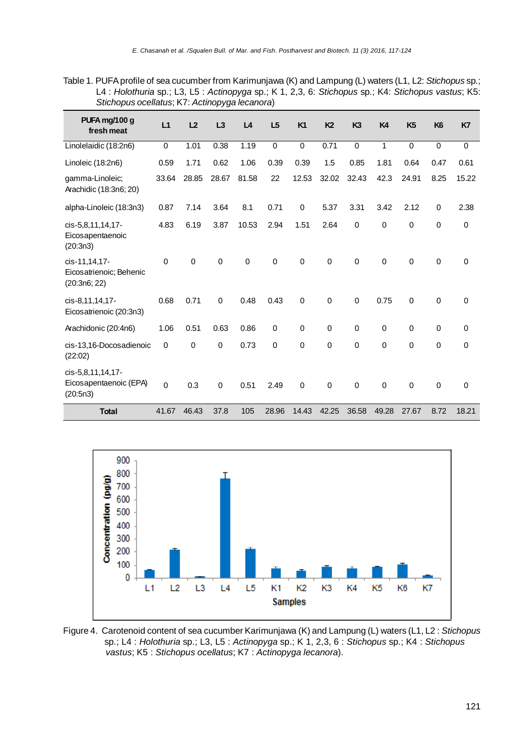Table 1. PUFA profile of sea cucumber from Karimunjawa (K) and Lampung (L) waters (L1, L2: *Stichopus* sp.; L4 : *Holothuria* sp.; L3, L5 : *Actinopyga* sp.; K 1, 2,3, 6: *Stichopus* sp.; K4: *Stichopus vastus*; K5: *Stichopus ocellatus*; K7: *Actinopyga lecanora*)

| PUFA mg/100 g fresh meat | L1 | L2 | L3 | L4 | L5 | K1 | K2 | K3 | K4 | K5 | K6 | K7 |
|---|---|---|---|---|---|---|---|---|---|---|---|---|
| Linolelaidic (18:2n6) | 0 | 1.01 | 0.38 | 1.19 | 0 | 0 | 0.71 | 0 | 1 | 0 | 0 | 0 |
| Linoleic (18:2n6) | 0.59 | 1.71 | 0.62 | 1.06 | 0.39 | 0.39 | 1.5 | 0.85 | 1.81 | 0.64 | 0.47 | 0.61 |
| gamma-Linoleic; Arachidic (18:3n6; 20) | 33.64 | 28.85 | 28.67 | 81.58 | 22 | 12.53 | 32.02 | 32.43 | 42.3 | 24.91 | 8.25 | 15.22 |
| alpha-Linoleic (18:3n3) | 0.87 | 7.14 | 3.64 | 8.1 | 0.71 | 0 | 5.37 | 3.31 | 3.42 | 2.12 | 0 | 2.38 |
| cis-5,8,11,14,17-Eicosapentaenoic (20:3n3) | 4.83 | 6.19 | 3.87 | 10.53 | 2.94 | 1.51 | 2.64 | 0 | 0 | 0 | 0 | 0 |
| cis-11,14,17-Eicosatrienoic; Behenic (20:3n6; 22) | 0 | 0 | 0 | 0 | 0 | 0 | 0 | 0 | 0 | 0 | 0 | 0 |
| cis-8,11,14,17-Eicosatrienoic (20:3n3) | 0.68 | 0.71 | 0 | 0.48 | 0.43 | 0 | 0 | 0 | 0.75 | 0 | 0 | 0 |
| Arachidonic (20:4n6) | 1.06 | 0.51 | 0.63 | 0.86 | 0 | 0 | 0 | 0 | 0 | 0 | 0 | 0 |
| cis-13,16-Docosadienoic (22:02) | 0 | 0 | 0 | 0.73 | 0 | 0 | 0 | 0 | 0 | 0 | 0 | 0 |
| cis-5,8,11,14,17-Eicosapentaenoic (EPA) (20:5n3) | 0 | 0.3 | 0 | 0.51 | 2.49 | 0 | 0 | 0 | 0 | 0 | 0 | 0 |
| **Total** | 41.67 | 46.43 | 37.8 | 105 | 28.96 | 14.43 | 42.25 | 36.58 | 49.28 | 27.67 | 8.72 | 18.21 |

Figure 4. Carotenoid content of sea cucumber Karimunjawa (K) and Lampung (L) waters (L1, L2 : *Stichopus* sp.; L4 : *Holothuria* sp.; L3, L5 : *Actinopyga* sp.; K 1, 2,3, 6 : *Stichopus* sp.; K4 : *Stichopus vastus*; K5 : *Stichopus ocellatus*; K7 : *Actinopyga lecanora*).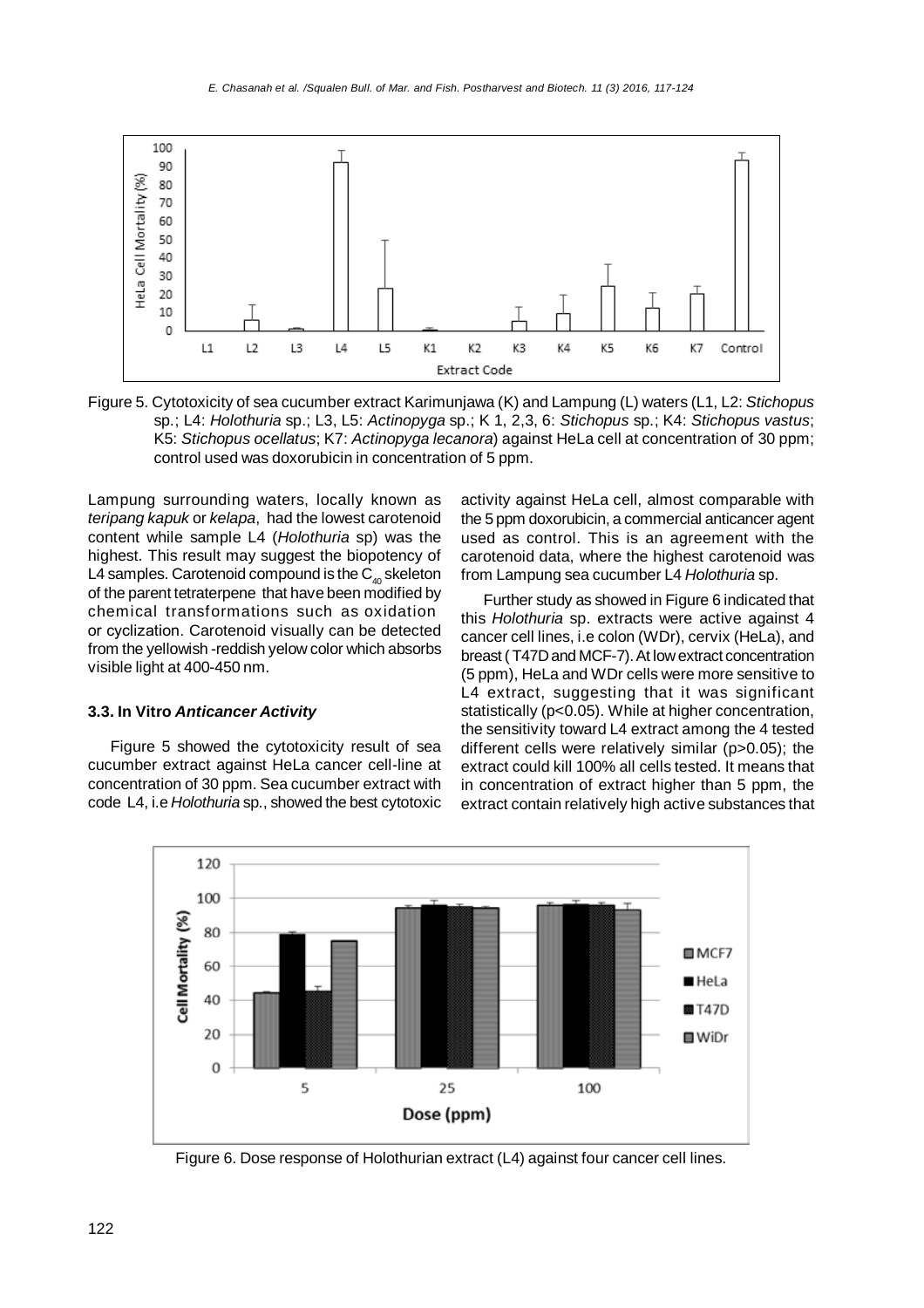Figure 5. Cytotoxicity of sea cucumber extract Karimunjawa (K) and Lampung (L) waters (L1, L2: *Stichopus* sp.; L4: *Holothuria* sp.; L3, L5: *Actinopyga* sp.; K 1, 2,3, 6: *Stichopus* sp.; K4: *Stichopus vastus*; K5: *Stichopus ocellatus*; K7: *Actinopyga lecanora*) against HeLa cell at concentration of 30 ppm; control used was doxorubicin in concentration of 5 ppm.

Lampung surrounding waters, locally known as *teripang kapuk* or *kelapa*, had the lowest carotenoid content while sample L4 (*Holothuria* sp) was the highest. This result may suggest the biopotency of L4 samples. Carotenoid compound is the $C_{40}$ skeleton of the parent tetraterpene that have been modified by chemical transformations such as oxidation or cyclization. Carotenoid visually can be detected from the yellowish -reddish yelow color which absorbs visible light at 400-450 nm.

### 3.3. In Vitro *Anticancer Activity*

Figure 5 showed the cytotoxicity result of sea cucumber extract against HeLa cancer cell-line at concentration of 30 ppm. Sea cucumber extract with code L4, i.e *Holothuria* sp., showed the best cytotoxic activity against HeLa cell, almost comparable with the 5 ppm doxorubicin, a commercial anticancer agent used as control. This is an agreement with the carotenoid data, where the highest carotenoid was from Lampung sea cucumber L4 *Holothuria* sp.

Further study as showed in Figure 6 indicated that this *Holothuria* sp. extracts were active against 4 cancer cell lines, i.e colon (WDr), cervix (HeLa), and breast ( T47D and MCF-7). At low extract concentration (5 ppm), HeLa and WDr cells were more sensitive to L4 extract, suggesting that it was significant statistically ($p<0.05$). While at higher concentration, the sensitivity toward L4 extract among the 4 tested different cells were relatively similar ($p>0.05$); the extract could kill 100% all cells tested. It means that in concentration of extract higher than 5 ppm, the extract contain relatively high active substances that

Figure 6. Dose response of Holothurian extract (L4) against four cancer cell lines.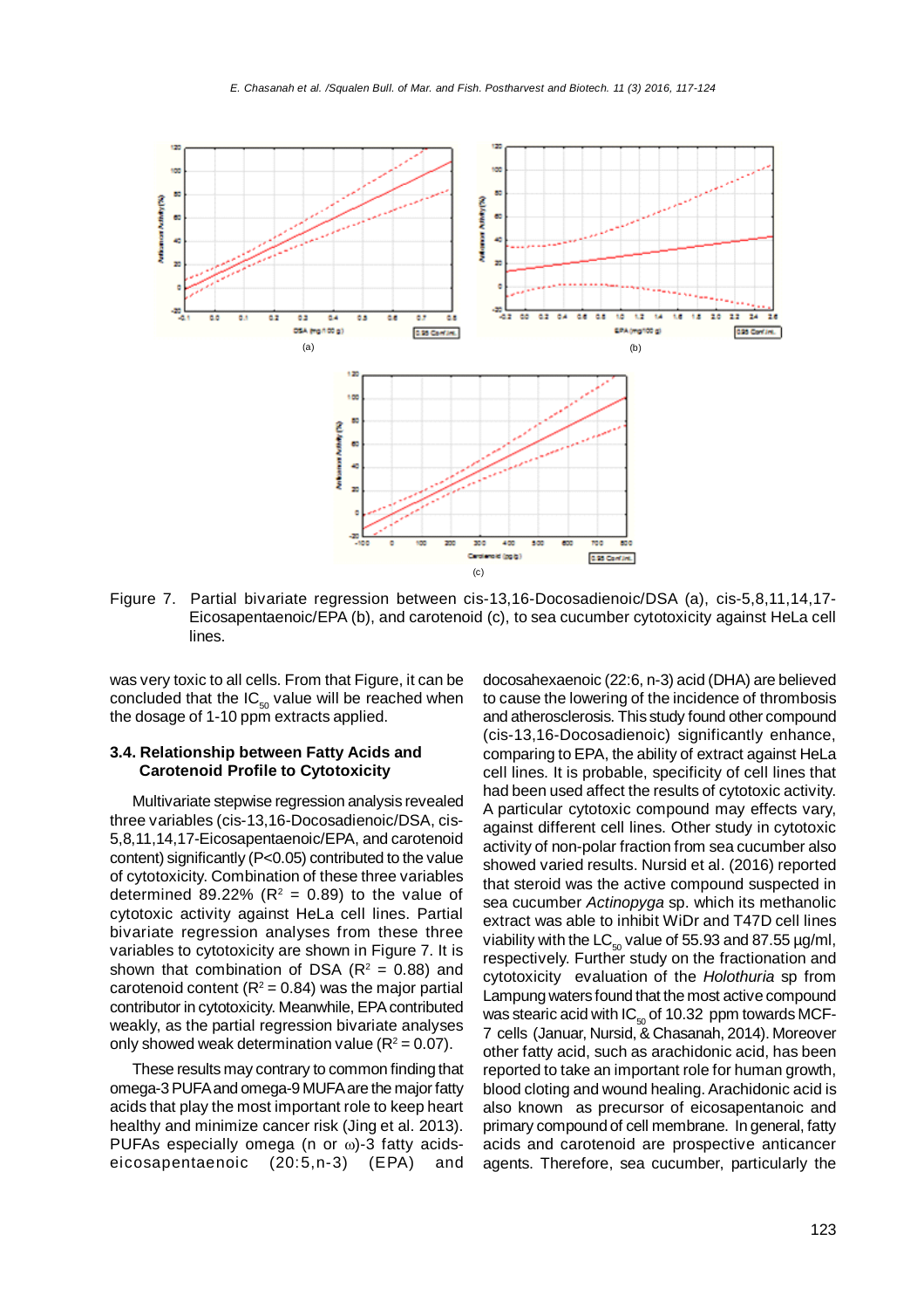Figure 7. Partial bivariate regression between cis-13,16-Docosadienoic/DSA (a), cis-5,8,11,14,17-Eicosapentaenoic/EPA (b), and carotenoid (c), to sea cucumber cytotoxicity against HeLa cell lines.

was very toxic to all cells. From that Figure, it can be concluded that the $IC_{50}$ value will be reached when the dosage of 1-10 ppm extracts applied.

### 3.4. Relationship between Fatty Acids and Carotenoid Profile to Cytotoxicity

Multivariate stepwise regression analysis revealed three variables (cis-13,16-Docosadienoic/DSA, cis-5,8,11,14,17-Eicosapentaenoic/EPA, and carotenoid content) significantly ($P<0.05$) contributed to the value of cytotoxicity. Combination of these three variables determined 89.22% ($R^2$ = 0.89) to the value of cytotoxic activity against HeLa cell lines. Partial bivariate regression analyses from these three variables to cytotoxicity are shown in Figure 7. It is shown that combination of DSA ($R^2$ = 0.88) and carotenoid content ($R^2$ = 0.84) was the major partial contributor in cytotoxicity. Meanwhile, EPA contributed weakly, as the partial regression bivariate analyses only showed weak determination value ($R^2$ = 0.07).

These results may contrary to common finding that omega-3 PUFA and omega-9 MUFA are the major fatty acids that play the most important role to keep heart healthy and minimize cancer risk (Jing et al. 2013). PUFAs especially omega (n or ω)-3 fatty acids-eicosapentaenoic (20:5,n-3) (EPA) and docosahexaenoic (22:6, n-3) acid (DHA) are believed to cause the lowering of the incidence of thrombosis and atherosclerosis. This study found other compound (cis-13,16-Docosadienoic) significantly enhance, comparing to EPA, the ability of extract against HeLa cell lines. It is probable, specificity of cell lines that had been used affect the results of cytotoxic activity. A particular cytotoxic compound may effects vary, against different cell lines. Other study in cytotoxic activity of non-polar fraction from sea cucumber also showed varied results. Nursid et al. (2016) reported that steroid was the active compound suspected in sea cucumber *Actinopyga* sp. which its methanolic extract was able to inhibit WiDr and T47D cell lines viability with the $LC_{50}$ value of 55.93 and 87.55 µg/ml, respectively. Further study on the fractionation and cytotoxicity evaluation of the *Holothuria* sp from Lampung waters found that the most active compound was stearic acid with $IC_{50}$ of 10.32 ppm towards MCF-7 cells (Januar, Nursid, & Chasanah, 2014). Moreover other fatty acid, such as arachidonic acid, has been reported to take an important role for human growth, blood cloting and wound healing. Arachidonic acid is also known as precursor of eicosapentanoic and primary compound of cell membrane. In general, fatty acids and carotenoid are prospective anticancer agents. Therefore, sea cucumber, particularly the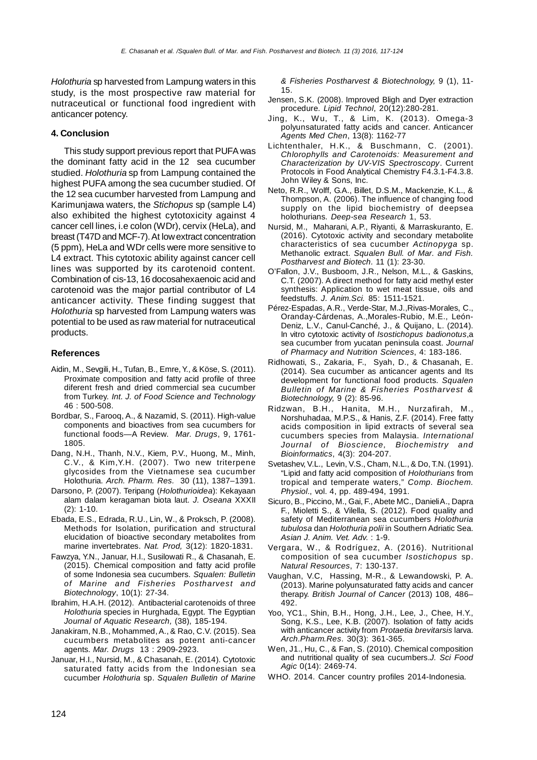*Holothuria* sp harvested from Lampung waters in this study, is the most prospective raw material for nutraceutical or functional food ingredient with anticancer potency.

## 4. Conclusion

This study support previous report that PUFA was the dominant fatty acid in the 12 sea cucumber studied. *Holothuria* sp from Lampung contained the highest PUFA among the sea cucumber studied. Of the 12 sea cucumber harvested from Lampung and Karimunjawa waters, the *Stichopus* sp (sample L4) also exhibited the highest cytotoxicity against 4 cancer cell lines, i.e colon (WDr), cervix (HeLa), and breast (T47D and MCF-7). At low extract concentration (5 ppm), HeLa and WDr cells were more sensitive to L4 extract. This cytotoxic ability against cancer cell lines was supported by its carotenoid content. Combination of cis-13, 16 docosahexaenoic acid and carotenoid was the major partial contributor of L4 anticancer activity. These finding suggest that *Holothuria* sp harvested from Lampung waters was potential to be used as raw material for nutraceutical products.

## References

Aidin, M., Sevgili, H., Tufan, B., Emre, Y., & Köse, S. (2011). Proximate composition and fatty acid profile of three diferent fresh and dried commercial sea cucumber from Turkey. *Int. J. of Food Science and Technology* 46 : 500-508.

Bordbar, S., Farooq, A., & Nazamid, S. (2011). High-value components and bioactives from sea cucumbers for functional foods—A Review. *Mar. Drugs*, 9, 1761-1805.

Dang, N.H., Thanh, N.V., Kiem, P.V., Huong, M., Minh, C.V., & Kim,Y.H. (2007). Two new triterpene glycosides from the Vietnamese sea cucumber Holothuria. *Arch. Pharm. Res.* 30 (11), 1387–1391.

Darsono, P. (2007). Teripang (*Holothurioidea*): Kekayaan alam dalam keragaman biota laut. *J. Oseana* XXXII (2): 1-10.

Ebada, E.S., Edrada, R.U., Lin, W., & Proksch, P. (2008). Methods for Isolation, purification and structural elucidation of bioactive secondary metabolites from marine invertebrates. *Nat. Prod,* 3(12): 1820-1831.

Fawzya, Y.N., Januar, H.I., Susilowati R., & Chasanah, E. (2015). Chemical composition and fatty acid profile of some Indonesia sea cucumbers. *Squalen: Bulletin of Marine and Fisheries Postharvest and Biotechnology*, 10(1): 27-34.

Ibrahim, H.A.H. (2012). Antibacterial carotenoids of three *Holothuria* species in Hurghada, Egypt. The Egyptian *Journal of Aquatic Research,* (38), 185-194.

Janakiram, N.B., Mohammed, A., & Rao, C.V. (2015). Sea cucumbers metabolites as potent anti-cancer agents. *Mar. Drugs* 13 : 2909-2923.

Januar, H.I., Nursid, M., & Chasanah, E. (2014). Cytotoxic saturated fatty acids from the Indonesian sea cucumber *Holothuria* sp. *Squalen Bulletin of Marine & Fisheries Postharvest & Biotechnology,* 9 (1), 11-15.

Jensen, S.K. (2008). Improved Bligh and Dyer extraction procedure. *Lipid Technol*, 20(12):280-281.

Jing, K., Wu, T., & Lim, K. (2013). Omega-3 polyunsaturated fatty acids and cancer. Anticancer *Agents Med Chen*, 13(8): 1162-77

Lichtenthaler, H.K., & Buschmann, C. (2001). *Chlorophylls and Carotenoids: Measurement and Characterization by UV-VIS Spectroscopy*. Current Protocols in Food Analytical Chemistry F4.3.1-F4.3.8. John Wiley & Sons, Inc.

Neto, R.R., Wolff, G.A., Billet, D.S.M., Mackenzie, K.L., & Thompson, A. (2006). The influence of changing food supply on the lipid biochemistry of deepsea holothurians. *Deep-sea Research* 1, 53.

Nursid, M., Maharani, A.P., Riyanti, & Marraskuranto, E. (2016). Cytotoxic activity and secondary metabolite characteristics of sea cucumber *Actinopyga* sp. Methanolic extract. *Squalen Bull. of Mar. and Fish. Postharvest and Biotech.* 11 (1): 23-30.

O'Fallon, J.V., Busboom, J.R., Nelson, M.L., & Gaskins, C.T. (2007). A direct method for fatty acid methyl ester synthesis: Application to wet meat tissue, oils and feedstuffs. *J. Anim.Sci.* 85: 1511-1521.

Pérez-Espadas, A.R., Verde-Star, M.J.,Rivas-Morales, C., Oranday-Cárdenas, A.,Morales-Rubio, M.E., León-Deniz, L.V., Canul-Canché, J., & Quijano, L. (2014). In vitro cytotoxic activity of *Isostichopus badionotus*,a sea cucumber from yucatan peninsula coast. *Journal of Pharmacy and Nutrition Sciences*, 4: 183-186.

Ridhowati, S., Zakaria, F., Syah, D., & Chasanah, E. (2014). Sea cucumber as anticancer agents and Its development for functional food products. *Squalen Bulletin of Marine & Fisheries Postharvest & Biotechnology,* 9 (2): 85-96.

Ridzwan, B.H., Hanita, M.H., Nurzafirah, M., Norshuhadaa, M.P.S., & Hanis, Z.F. (2014). Free fatty acids composition in lipid extracts of several sea cucumbers species from Malaysia. *International Journal of Bioscience, Biochemistry and Bioinformatics*, 4(3): 204-207.

Svetashev, V.L., Levin, V.S., Cham, N.L., & Do, T.N. (1991). "Lipid and fatty acid composition of *Holothurians* from tropical and temperate waters," *Comp. Biochem. Physiol*., vol. 4, pp. 489-494, 1991.

Sicuro, B., Piccino, M., Gai, F., Abete MC., Danieli A., Dapra F., Mioletti S., & Vilella, S. (2012). Food quality and safety of Mediterranean sea cucumbers *Holothuria tubulosa* dan *Holothuria polii* in Southern Adriatic Sea. *Asian J. Anim. Vet. Adv.* : 1-9.

Vergara, W., & Rodríguez, A. (2016). Nutritional composition of sea cucumber *Isostichopus* sp. *Natural Resources*, 7: 130-137.

Vaughan, V.C, Hassing, M-R., & Lewandowski, P. A. (2013). Marine polyunsaturated fatty acids and cancer therapy. *British Journal of Cancer* (2013) 108, 486–492.

Yoo, YC1., Shin, B.H., Hong, J.H., Lee, J., Chee, H.Y., Song, K.S., Lee, K.B. (2007). Isolation of fatty acids with anticancer activity from *Protaetia brevitarsis* larva. *Arch.Pharm.Res*. 30(3): 361-365.

Wen, J1., Hu, C., & Fan, S. (2010). Chemical composition and nutritional quality of sea cucumbers.*J. Sci Food Agic* 0(14): 2469-74.

WHO. 2014. Cancer country profiles 2014-Indonesia.